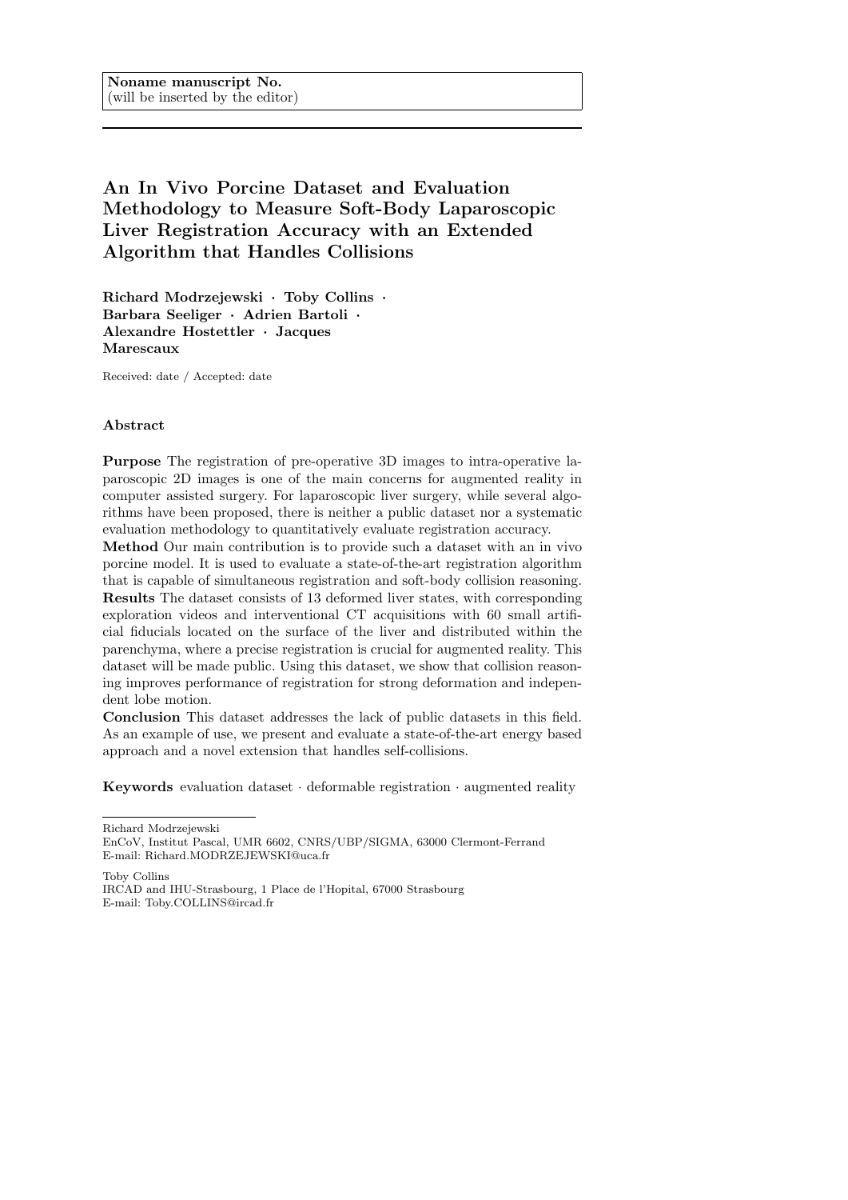**Noname manuscript No.**
(will be inserted by the editor)

# An In Vivo Porcine Dataset and Evaluation Methodology to Measure Soft-Body Laparoscopic Liver Registration Accuracy with an Extended Algorithm that Handles Collisions

**Richard Modrzejewski · Toby Collins · Barbara Seeliger · Adrien Bartoli · Alexandre Hostettler · Jacques Marescaux**

Received: date / Accepted: date

## Abstract

**Purpose** The registration of pre-operative 3D images to intra-operative laparoscopic 2D images is one of the main concerns for augmented reality in computer assisted surgery. For laparoscopic liver surgery, while several algorithms have been proposed, there is neither a public dataset nor a systematic evaluation methodology to quantitatively evaluate registration accuracy.

**Method** Our main contribution is to provide such a dataset with an in vivo porcine model. It is used to evaluate a state-of-the-art registration algorithm that is capable of simultaneous registration and soft-body collision reasoning.

**Results** The dataset consists of 13 deformed liver states, with corresponding exploration videos and interventional CT acquisitions with 60 small artificial fiducials located on the surface of the liver and distributed within the parenchyma, where a precise registration is crucial for augmented reality. This dataset will be made public. Using this dataset, we show that collision reasoning improves performance of registration for strong deformation and independent lobe motion.

**Conclusion** This dataset addresses the lack of public datasets in this field. As an example of use, we present and evaluate a state-of-the-art energy based approach and a novel extension that handles self-collisions.

**Keywords** evaluation dataset · deformable registration · augmented reality

---

Richard Modrzejewski
EnCoV, Institut Pascal, UMR 6602, CNRS/UBP/SIGMA, 63000 Clermont-Ferrand
E-mail: Richard.MODRZEJEWSKI@uca.fr

Toby Collins
IRCAD and IHU-Strasbourg, 1 Place de l'Hopital, 67000 Strasbourg
E-mail: Toby.COLLINS@ircad.fr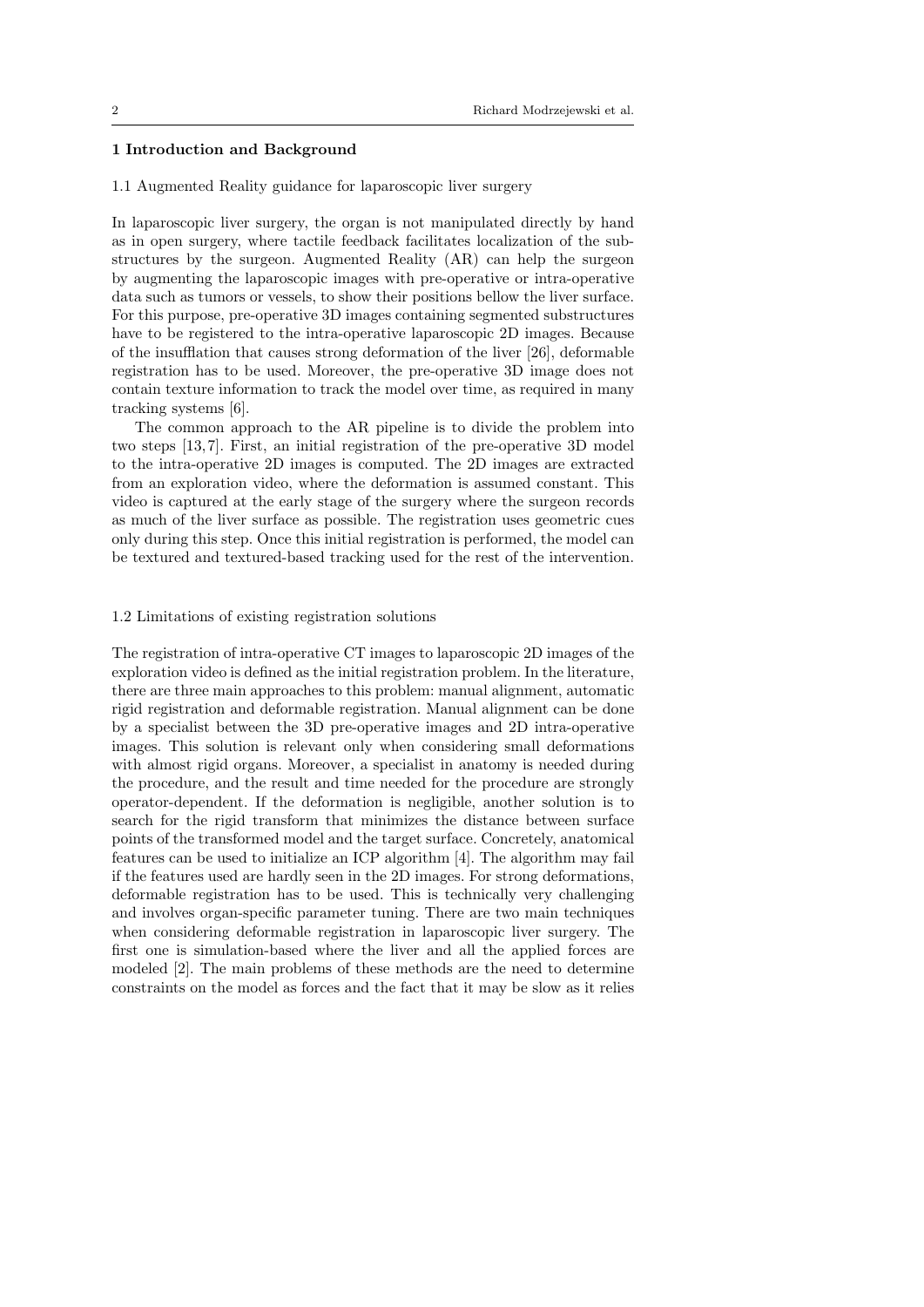## 1 Introduction and Background

### 1.1 Augmented Reality guidance for laparoscopic liver surgery

In laparoscopic liver surgery, the organ is not manipulated directly by hand as in open surgery, where tactile feedback facilitates localization of the substructures by the surgeon. Augmented Reality (AR) can help the surgeon by augmenting the laparoscopic images with pre-operative or intra-operative data such as tumors or vessels, to show their positions bellow the liver surface. For this purpose, pre-operative 3D images containing segmented substructures have to be registered to the intra-operative laparoscopic 2D images. Because of the insufflation that causes strong deformation of the liver [26], deformable registration has to be used. Moreover, the pre-operative 3D image does not contain texture information to track the model over time, as required in many tracking systems [6].

The common approach to the AR pipeline is to divide the problem into two steps [13, 7]. First, an initial registration of the pre-operative 3D model to the intra-operative 2D images is computed. The 2D images are extracted from an exploration video, where the deformation is assumed constant. This video is captured at the early stage of the surgery where the surgeon records as much of the liver surface as possible. The registration uses geometric cues only during this step. Once this initial registration is performed, the model can be textured and textured-based tracking used for the rest of the intervention.

### 1.2 Limitations of existing registration solutions

The registration of intra-operative CT images to laparoscopic 2D images of the exploration video is defined as the initial registration problem. In the literature, there are three main approaches to this problem: manual alignment, automatic rigid registration and deformable registration. Manual alignment can be done by a specialist between the 3D pre-operative images and 2D intra-operative images. This solution is relevant only when considering small deformations with almost rigid organs. Moreover, a specialist in anatomy is needed during the procedure, and the result and time needed for the procedure are strongly operator-dependent. If the deformation is negligible, another solution is to search for the rigid transform that minimizes the distance between surface points of the transformed model and the target surface. Concretely, anatomical features can be used to initialize an ICP algorithm [4]. The algorithm may fail if the features used are hardly seen in the 2D images. For strong deformations, deformable registration has to be used. This is technically very challenging and involves organ-specific parameter tuning. There are two main techniques when considering deformable registration in laparoscopic liver surgery. The first one is simulation-based where the liver and all the applied forces are modeled [2]. The main problems of these methods are the need to determine constraints on the model as forces and the fact that it may be slow as it relies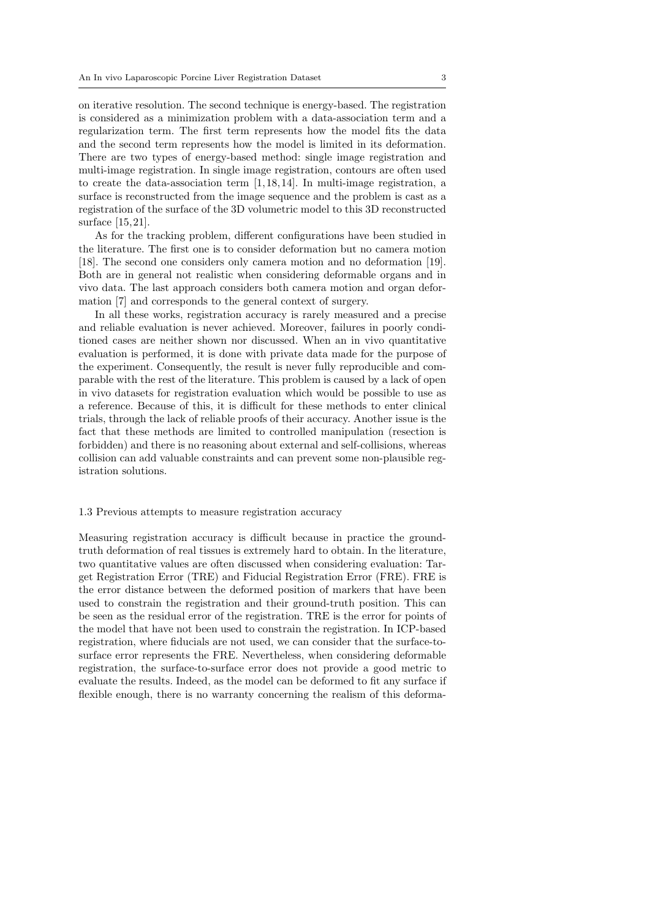on iterative resolution. The second technique is energy-based. The registration is considered as a minimization problem with a data-association term and a regularization term. The first term represents how the model fits the data and the second term represents how the model is limited in its deformation. There are two types of energy-based method: single image registration and multi-image registration. In single image registration, contours are often used to create the data-association term [1, 18, 14]. In multi-image registration, a surface is reconstructed from the image sequence and the problem is cast as a registration of the surface of the 3D volumetric model to this 3D reconstructed surface [15, 21].

As for the tracking problem, different configurations have been studied in the literature. The first one is to consider deformation but no camera motion [18]. The second one considers only camera motion and no deformation [19]. Both are in general not realistic when considering deformable organs and in vivo data. The last approach considers both camera motion and organ deformation [7] and corresponds to the general context of surgery.

In all these works, registration accuracy is rarely measured and a precise and reliable evaluation is never achieved. Moreover, failures in poorly conditioned cases are neither shown nor discussed. When an in vivo quantitative evaluation is performed, it is done with private data made for the purpose of the experiment. Consequently, the result is never fully reproducible and comparable with the rest of the literature. This problem is caused by a lack of open in vivo datasets for registration evaluation which would be possible to use as a reference. Because of this, it is difficult for these methods to enter clinical trials, through the lack of reliable proofs of their accuracy. Another issue is the fact that these methods are limited to controlled manipulation (resection is forbidden) and there is no reasoning about external and self-collisions, whereas collision can add valuable constraints and can prevent some non-plausible registration solutions.

### 1.3 Previous attempts to measure registration accuracy

Measuring registration accuracy is difficult because in practice the ground-truth deformation of real tissues is extremely hard to obtain. In the literature, two quantitative values are often discussed when considering evaluation: Target Registration Error (TRE) and Fiducial Registration Error (FRE). FRE is the error distance between the deformed position of markers that have been used to constrain the registration and their ground-truth position. This can be seen as the residual error of the registration. TRE is the error for points of the model that have not been used to constrain the registration. In ICP-based registration, where fiducials are not used, we can consider that the surface-to-surface error represents the FRE. Nevertheless, when considering deformable registration, the surface-to-surface error does not provide a good metric to evaluate the results. Indeed, as the model can be deformed to fit any surface if flexible enough, there is no warranty concerning the realism of this deforma-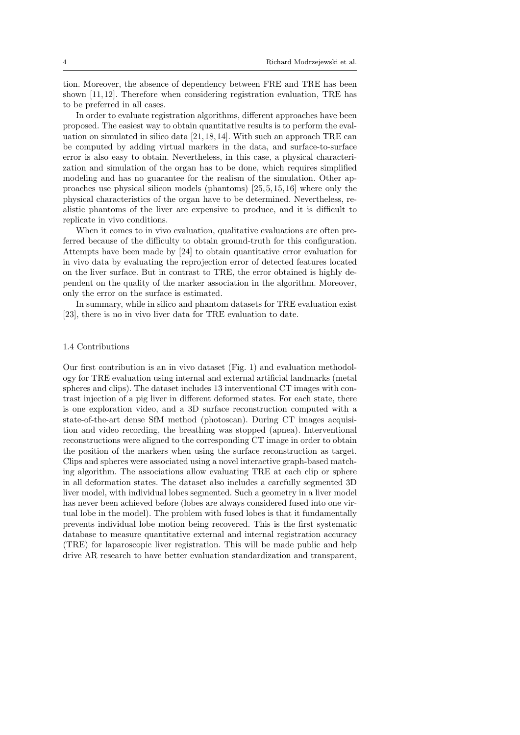tion. Moreover, the absence of dependency between FRE and TRE has been shown [11,12]. Therefore when considering registration evaluation, TRE has to be preferred in all cases.

In order to evaluate registration algorithms, different approaches have been proposed. The easiest way to obtain quantitative results is to perform the evaluation on simulated in silico data [21,18,14]. With such an approach TRE can be computed by adding virtual markers in the data, and surface-to-surface error is also easy to obtain. Nevertheless, in this case, a physical characterization and simulation of the organ has to be done, which requires simplified modeling and has no guarantee for the realism of the simulation. Other approaches use physical silicon models (phantoms) [25,5,15,16] where only the physical characteristics of the organ have to be determined. Nevertheless, realistic phantoms of the liver are expensive to produce, and it is difficult to replicate in vivo conditions.

When it comes to in vivo evaluation, qualitative evaluations are often preferred because of the difficulty to obtain ground-truth for this configuration. Attempts have been made by [24] to obtain quantitative error evaluation for in vivo data by evaluating the reprojection error of detected features located on the liver surface. But in contrast to TRE, the error obtained is highly dependent on the quality of the marker association in the algorithm. Moreover, only the error on the surface is estimated.

In summary, while in silico and phantom datasets for TRE evaluation exist [23], there is no in vivo liver data for TRE evaluation to date.

### 1.4 Contributions

Our first contribution is an in vivo dataset (Fig. 1) and evaluation methodology for TRE evaluation using internal and external artificial landmarks (metal spheres and clips). The dataset includes 13 interventional CT images with contrast injection of a pig liver in different deformed states. For each state, there is one exploration video, and a 3D surface reconstruction computed with a state-of-the-art dense SfM method (photoscan). During CT images acquisition and video recording, the breathing was stopped (apnea). Interventional reconstructions were aligned to the corresponding CT image in order to obtain the position of the markers when using the surface reconstruction as target. Clips and spheres were associated using a novel interactive graph-based matching algorithm. The associations allow evaluating TRE at each clip or sphere in all deformation states. The dataset also includes a carefully segmented 3D liver model, with individual lobes segmented. Such a geometry in a liver model has never been achieved before (lobes are always considered fused into one virtual lobe in the model). The problem with fused lobes is that it fundamentally prevents individual lobe motion being recovered. This is the first systematic database to measure quantitative external and internal registration accuracy (TRE) for laparoscopic liver registration. This will be made public and help drive AR research to have better evaluation standardization and transparent,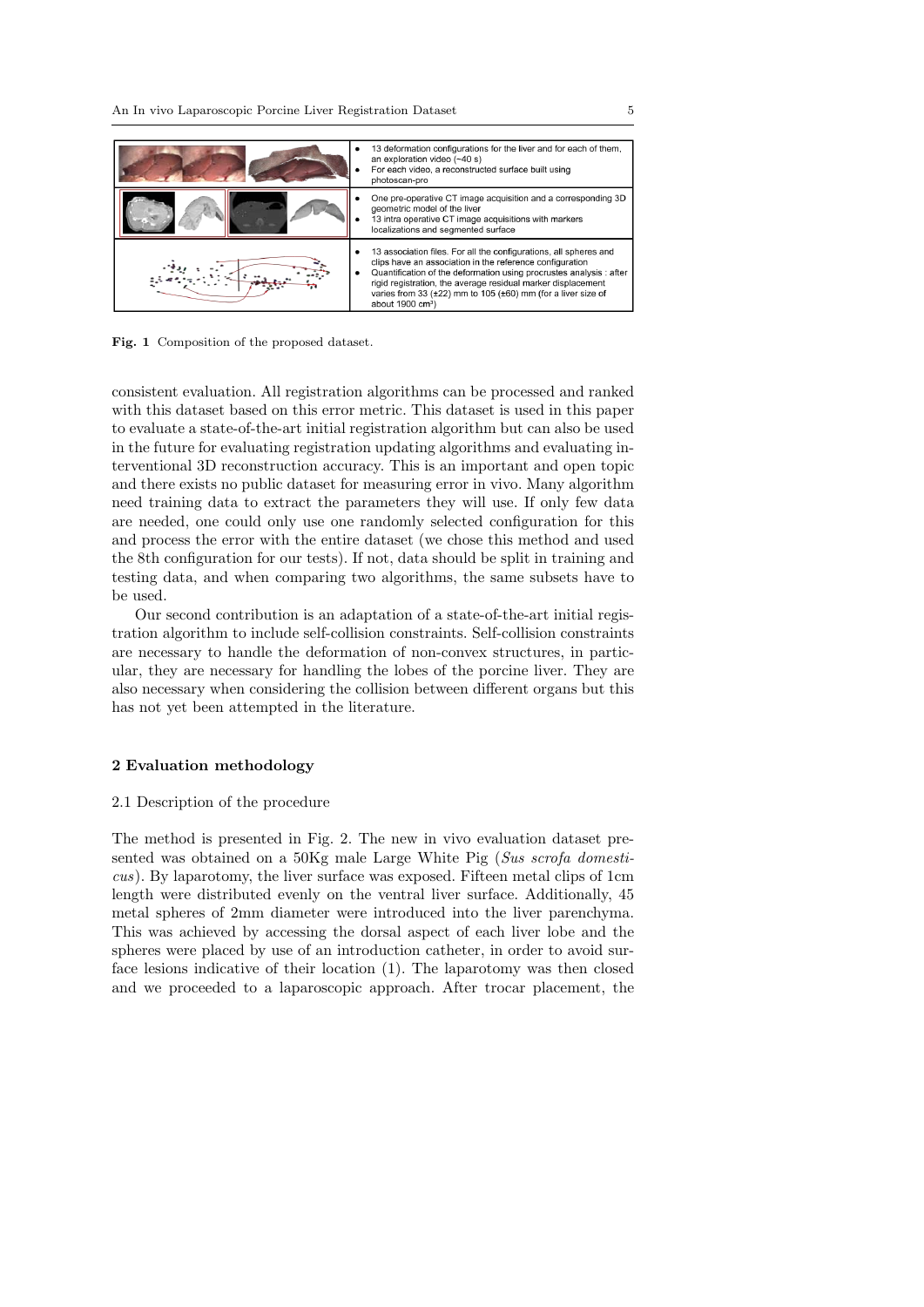| | |
|---|---|
| | • 13 deformation configurations for the liver and for each of them, an exploration video (~40 s) <br> • For each video, a reconstructed surface built using photoscan-pro |
| | • One pre-operative CT image acquisition and a corresponding 3D geometric model of the liver <br> • 13 intra operative CT image acquisitions with markers localizations and segmented surface |
| | • 13 association files. For all the configurations, all spheres and clips have an association in the reference configuration <br> • Quantification of the deformation using procrustes analysis : after rigid registration, the average residual marker displacement varies from 33 (±22) mm to 105 (±60) mm (for a liver size of about 1900 cm³) |

**Fig. 1** Composition of the proposed dataset.

consistent evaluation. All registration algorithms can be processed and ranked with this dataset based on this error metric. This dataset is used in this paper to evaluate a state-of-the-art initial registration algorithm but can also be used in the future for evaluating registration updating algorithms and evaluating interventional 3D reconstruction accuracy. This is an important and open topic and there exists no public dataset for measuring error in vivo. Many algorithm need training data to extract the parameters they will use. If only few data are needed, one could only use one randomly selected configuration for this and process the error with the entire dataset (we chose this method and used the 8th configuration for our tests). If not, data should be split in training and testing data, and when comparing two algorithms, the same subsets have to be used.

Our second contribution is an adaptation of a state-of-the-art initial registration algorithm to include self-collision constraints. Self-collision constraints are necessary to handle the deformation of non-convex structures, in particular, they are necessary for handling the lobes of the porcine liver. They are also necessary when considering the collision between different organs but this has not yet been attempted in the literature.

## 2 Evaluation methodology

### 2.1 Description of the procedure

The method is presented in Fig. 2. The new in vivo evaluation dataset presented was obtained on a 50Kg male Large White Pig (*Sus scrofa domesticus*). By laparotomy, the liver surface was exposed. Fifteen metal clips of 1cm length were distributed evenly on the ventral liver surface. Additionally, 45 metal spheres of 2mm diameter were introduced into the liver parenchyma. This was achieved by accessing the dorsal aspect of each liver lobe and the spheres were placed by use of an introduction catheter, in order to avoid surface lesions indicative of their location (1). The laparotomy was then closed and we proceeded to a laparoscopic approach. After trocar placement, the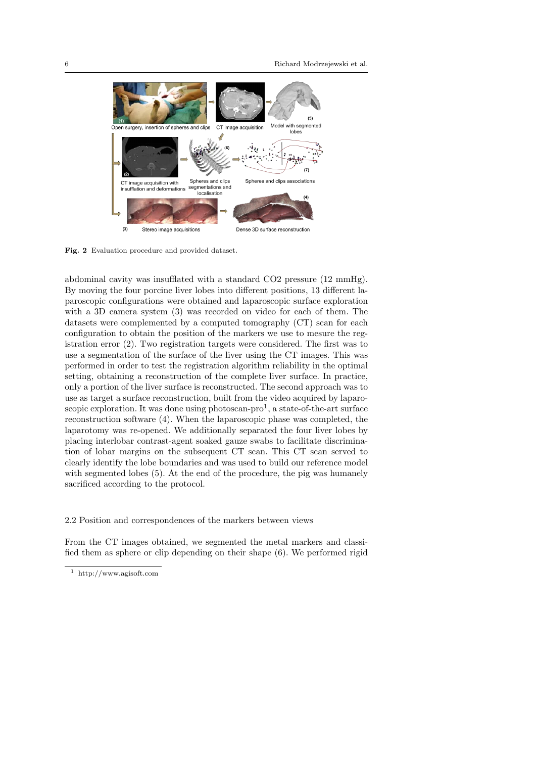Fig. 2 Evaluation procedure and provided dataset.

abdominal cavity was insufflated with a standard CO2 pressure (12 mmHg). By moving the four porcine liver lobes into different positions, 13 different laparoscopic configurations were obtained and laparoscopic surface exploration with a 3D camera system (3) was recorded on video for each of them. The datasets were complemented by a computed tomography (CT) scan for each configuration to obtain the position of the markers we use to mesure the registration error (2). Two registration targets were considered. The first was to use a segmentation of the surface of the liver using the CT images. This was performed in order to test the registration algorithm reliability in the optimal setting, obtaining a reconstruction of the complete liver surface. In practice, only a portion of the liver surface is reconstructed. The second approach was to use as target a surface reconstruction, built from the video acquired by laparoscopic exploration. It was done using photoscan-pro[1], a state-of-the-art surface reconstruction software (4). When the laparoscopic phase was completed, the laparotomy was re-opened. We additionally separated the four liver lobes by placing interlobar contrast-agent soaked gauze swabs to facilitate discrimination of lobar margins on the subsequent CT scan. This CT scan served to clearly identify the lobe boundaries and was used to build our reference model with segmented lobes (5). At the end of the procedure, the pig was humanely sacrificed according to the protocol.

## 2.2 Position and correspondences of the markers between views

From the CT images obtained, we segmented the metal markers and classified them as sphere or clip depending on their shape (6). We performed rigid

[1] http://www.agisoft.com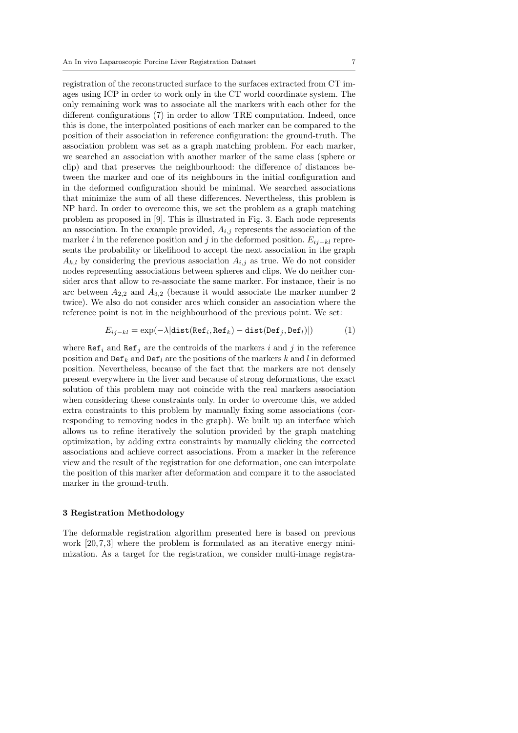registration of the reconstructed surface to the surfaces extracted from CT images using ICP in order to work only in the CT world coordinate system. The only remaining work was to associate all the markers with each other for the different configurations (7) in order to allow TRE computation. Indeed, once this is done, the interpolated positions of each marker can be compared to the position of their association in reference configuration: the ground-truth. The association problem was set as a graph matching problem. For each marker, we searched an association with another marker of the same class (sphere or clip) and that preserves the neighbourhood: the difference of distances between the marker and one of its neighbours in the initial configuration and in the deformed configuration should be minimal. We searched associations that minimize the sum of all these differences. Nevertheless, this problem is NP hard. In order to overcome this, we set the problem as a graph matching problem as proposed in [9]. This is illustrated in Fig. 3. Each node represents an association. In the example provided, $A_{i,j}$ represents the association of the marker $i$ in the reference position and $j$ in the deformed position. $E_{ij-kl}$ represents the probability or likelihood to accept the next association in the graph $A_{k,l}$ by considering the previous association $A_{i,j}$ as true. We do not consider nodes representing associations between spheres and clips. We do neither consider arcs that allow to re-associate the same marker. For instance, their is no arc between $A_{2,2}$ and $A_{3,2}$ (because it would associate the marker number 2 twice). We also do not consider arcs which consider an association where the reference point is not in the neighbourhood of the previous point. We set:

$$E_{ij-kl} = \exp(-\lambda|\mathtt{dist}(\mathtt{Ref}_i, \mathtt{Ref}_k) - \mathtt{dist}(\mathtt{Def}_j, \mathtt{Def}_l)|) \tag{1}$$

where $\mathtt{Ref}_i$ and $\mathtt{Ref}_j$ are the centroids of the markers $i$ and $j$ in the reference position and $\mathtt{Def}_k$ and $\mathtt{Def}_l$ are the positions of the markers $k$ and $l$ in deformed position. Nevertheless, because of the fact that the markers are not densely present everywhere in the liver and because of strong deformations, the exact solution of this problem may not coincide with the real markers association when considering these constraints only. In order to overcome this, we added extra constraints to this problem by manually fixing some associations (corresponding to removing nodes in the graph). We built up an interface which allows us to refine iteratively the solution provided by the graph matching optimization, by adding extra constraints by manually clicking the corrected associations and achieve correct associations. From a marker in the reference view and the result of the registration for one deformation, one can interpolate the position of this marker after deformation and compare it to the associated marker in the ground-truth.

## 3 Registration Methodology

The deformable registration algorithm presented here is based on previous work [20,7,3] where the problem is formulated as an iterative energy minimization. As a target for the registration, we consider multi-image registra-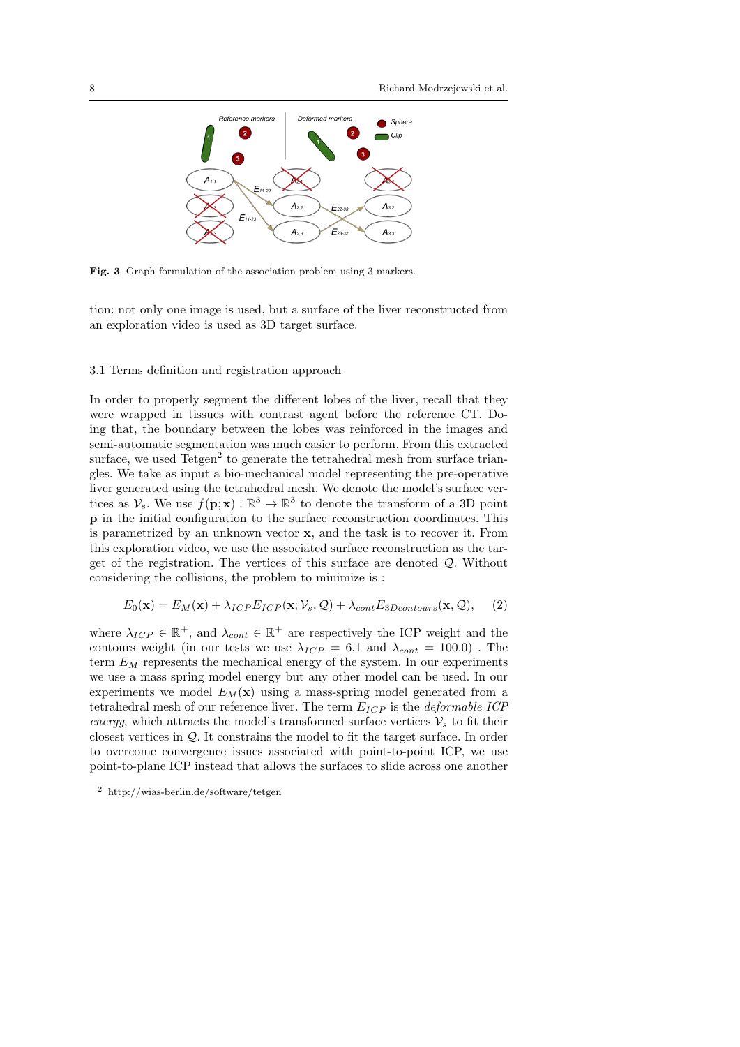**Fig. 3** Graph formulation of the association problem using 3 markers.

tion: not only one image is used, but a surface of the liver reconstructed from an exploration video is used as 3D target surface.

### 3.1 Terms definition and registration approach

In order to properly segment the different lobes of the liver, recall that they were wrapped in tissues with contrast agent before the reference CT. Doing that, the boundary between the lobes was reinforced in the images and semi-automatic segmentation was much easier to perform. From this extracted surface, we used Tetgen[2] to generate the tetrahedral mesh from surface triangles. We take as input a bio-mechanical model representing the pre-operative liver generated using the tetrahedral mesh. We denote the model's surface vertices as $\mathcal{V}_s$. We use $f(\mathbf{p}; \mathbf{x}) : \mathbb{R}^3 \rightarrow \mathbb{R}^3$ to denote the transform of a 3D point $\mathbf{p}$ in the initial configuration to the surface reconstruction coordinates. This is parametrized by an unknown vector $\mathbf{x}$, and the task is to recover it. From this exploration video, we use the associated surface reconstruction as the target of the registration. The vertices of this surface are denoted $\mathcal{Q}$. Without considering the collisions, the problem to minimize is :

$$E_0(\mathbf{x}) = E_M(\mathbf{x}) + \lambda_{ICP} E_{ICP}(\mathbf{x}; \mathcal{V}_s, \mathcal{Q}) + \lambda_{cont} E_{3Dcontours}(\mathbf{x}, \mathcal{Q}), \quad (2)$$

where $\lambda_{ICP} \in \mathbb{R}^+$, and $\lambda_{cont} \in \mathbb{R}^+$ are respectively the ICP weight and the contours weight (in our tests we use $\lambda_{ICP} = 6.1$ and $\lambda_{cont} = 100.0$) . The term $E_M$ represents the mechanical energy of the system. In our experiments we use a mass spring model energy but any other model can be used. In our experiments we model $E_M(\mathbf{x})$ using a mass-spring model generated from a tetrahedral mesh of our reference liver. The term $E_{ICP}$ is the *deformable ICP energy*, which attracts the model's transformed surface vertices $\mathcal{V}_s$ to fit their closest vertices in $\mathcal{Q}$. It constrains the model to fit the target surface. In order to overcome convergence issues associated with point-to-point ICP, we use point-to-plane ICP instead that allows the surfaces to slide across one another

[2] http://wias-berlin.de/software/tetgen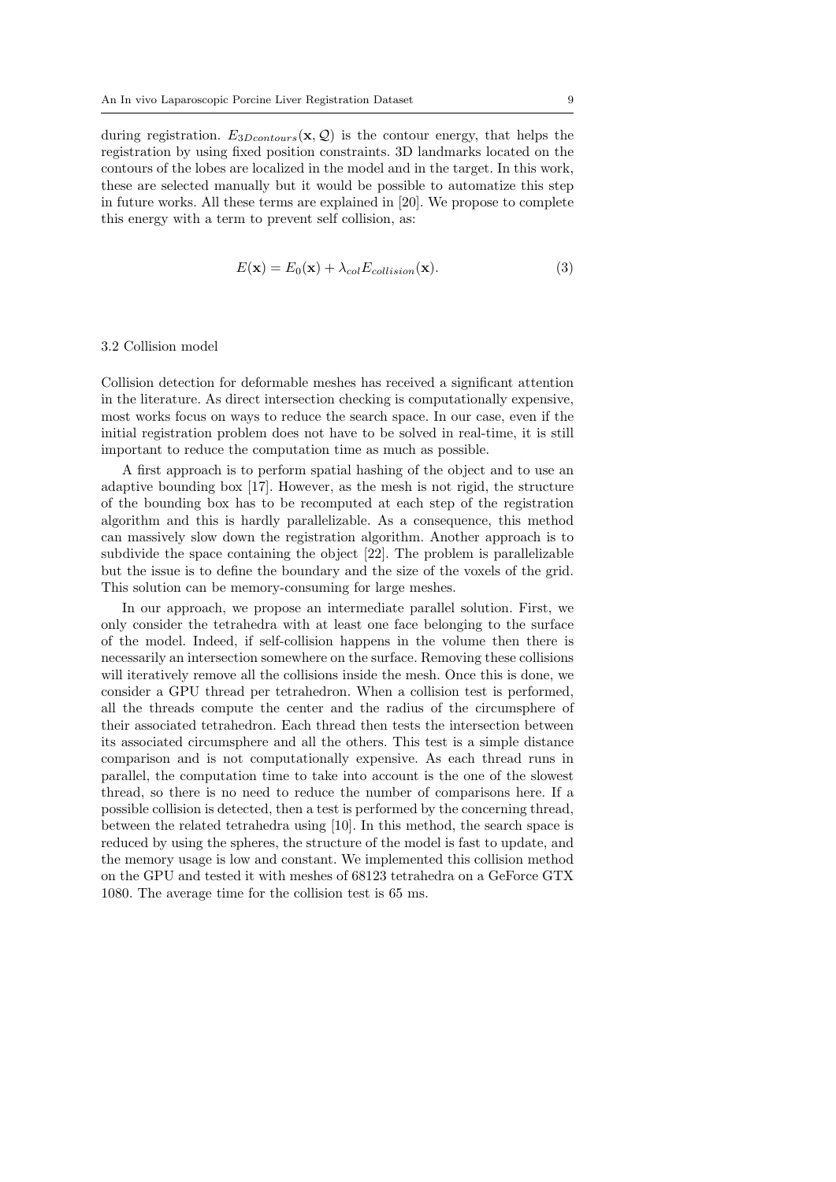during registration. $E_{3Dcontours}(\mathbf{x}, \mathcal{Q})$ is the contour energy, that helps the registration by using fixed position constraints. 3D landmarks located on the contours of the lobes are localized in the model and in the target. In this work, these are selected manually but it would be possible to automatize this step in future works. All these terms are explained in [20]. We propose to complete this energy with a term to prevent self collision, as:

$$E(\mathbf{x}) = E_0(\mathbf{x}) + \lambda_{col} E_{collision}(\mathbf{x}). \tag{3}$$

### 3.2 Collision model

Collision detection for deformable meshes has received a significant attention in the literature. As direct intersection checking is computationally expensive, most works focus on ways to reduce the search space. In our case, even if the initial registration problem does not have to be solved in real-time, it is still important to reduce the computation time as much as possible.

A first approach is to perform spatial hashing of the object and to use an adaptive bounding box [17]. However, as the mesh is not rigid, the structure of the bounding box has to be recomputed at each step of the registration algorithm and this is hardly parallelizable. As a consequence, this method can massively slow down the registration algorithm. Another approach is to subdivide the space containing the object [22]. The problem is parallelizable but the issue is to define the boundary and the size of the voxels of the grid. This solution can be memory-consuming for large meshes.

In our approach, we propose an intermediate parallel solution. First, we only consider the tetrahedra with at least one face belonging to the surface of the model. Indeed, if self-collision happens in the volume then there is necessarily an intersection somewhere on the surface. Removing these collisions will iteratively remove all the collisions inside the mesh. Once this is done, we consider a GPU thread per tetrahedron. When a collision test is performed, all the threads compute the center and the radius of the circumsphere of their associated tetrahedron. Each thread then tests the intersection between its associated circumsphere and all the others. This test is a simple distance comparison and is not computationally expensive. As each thread runs in parallel, the computation time to take into account is the one of the slowest thread, so there is no need to reduce the number of comparisons here. If a possible collision is detected, then a test is performed by the concerning thread, between the related tetrahedra using [10]. In this method, the search space is reduced by using the spheres, the structure of the model is fast to update, and the memory usage is low and constant. We implemented this collision method on the GPU and tested it with meshes of 68123 tetrahedra on a GeForce GTX 1080. The average time for the collision test is 65 ms.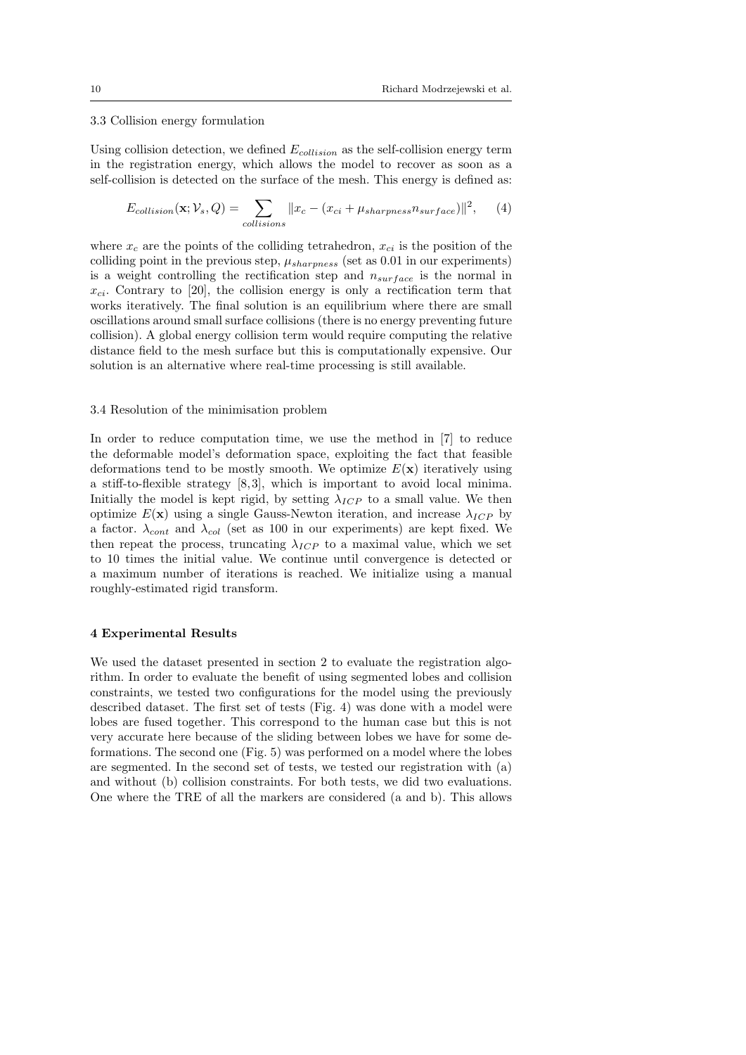### 3.3 Collision energy formulation

Using collision detection, we defined $E_{collision}$ as the self-collision energy term in the registration energy, which allows the model to recover as soon as a self-collision is detected on the surface of the mesh. This energy is defined as:

$$E_{collision}(\mathbf{x}; \mathcal{V}_s, Q) = \sum_{collisions} \|x_c - (x_{ci} + \mu_{sharpness} n_{surface})\|^2, \quad (4)$$

where $x_c$ are the points of the colliding tetrahedron, $x_{ci}$ is the position of the colliding point in the previous step, $\mu_{sharpness}$ (set as 0.01 in our experiments) is a weight controlling the rectification step and $n_{surface}$ is the normal in $x_{ci}$. Contrary to [20], the collision energy is only a rectification term that works iteratively. The final solution is an equilibrium where there are small oscillations around small surface collisions (there is no energy preventing future collision). A global energy collision term would require computing the relative distance field to the mesh surface but this is computationally expensive. Our solution is an alternative where real-time processing is still available.

### 3.4 Resolution of the minimisation problem

In order to reduce computation time, we use the method in [7] to reduce the deformable model's deformation space, exploiting the fact that feasible deformations tend to be mostly smooth. We optimize $E(\mathbf{x})$ iteratively using a stiff-to-flexible strategy [8,3], which is important to avoid local minima. Initially the model is kept rigid, by setting $\lambda_{ICP}$ to a small value. We then optimize $E(\mathbf{x})$ using a single Gauss-Newton iteration, and increase $\lambda_{ICP}$ by a factor. $\lambda_{cont}$ and $\lambda_{col}$ (set as 100 in our experiments) are kept fixed. We then repeat the process, truncating $\lambda_{ICP}$ to a maximal value, which we set to 10 times the initial value. We continue until convergence is detected or a maximum number of iterations is reached. We initialize using a manual roughly-estimated rigid transform.

## 4 Experimental Results

We used the dataset presented in section 2 to evaluate the registration algorithm. In order to evaluate the benefit of using segmented lobes and collision constraints, we tested two configurations for the model using the previously described dataset. The first set of tests (Fig. 4) was done with a model were lobes are fused together. This correspond to the human case but this is not very accurate here because of the sliding between lobes we have for some deformations. The second one (Fig. 5) was performed on a model where the lobes are segmented. In the second set of tests, we tested our registration with (a) and without (b) collision constraints. For both tests, we did two evaluations. One where the TRE of all the markers are considered (a and b). This allows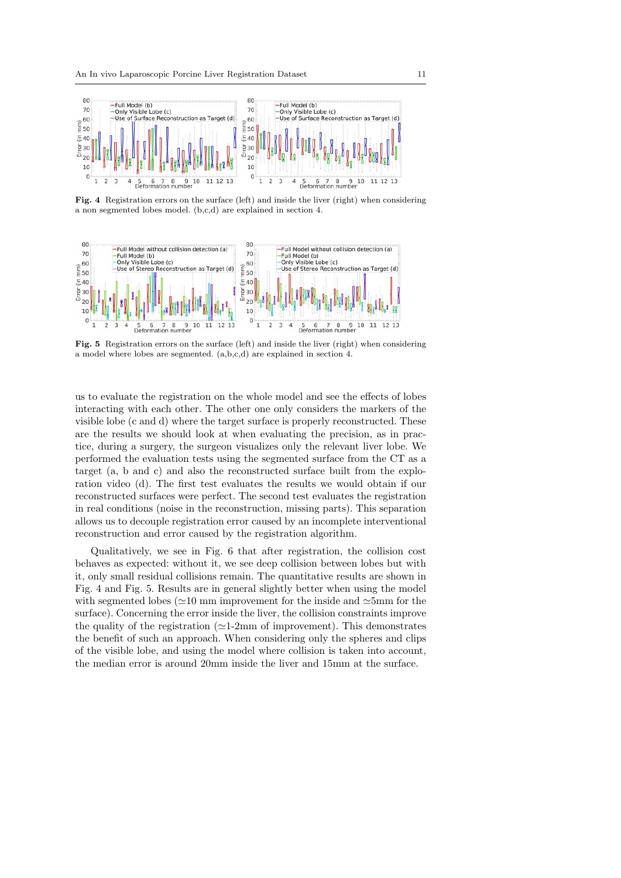**Fig. 4** Registration errors on the surface (left) and inside the liver (right) when considering a non segmented lobes model. (b,c,d) are explained in section 4.

**Fig. 5** Registration errors on the surface (left) and inside the liver (right) when considering a model where lobes are segmented. (a,b,c,d) are explained in section 4.

us to evaluate the registration on the whole model and see the effects of lobes interacting with each other. The other one only considers the markers of the visible lobe (c and d) where the target surface is properly reconstructed. These are the results we should look at when evaluating the precision, as in practice, during a surgery, the surgeon visualizes only the relevant liver lobe. We performed the evaluation tests using the segmented surface from the CT as a target (a, b and c) and also the reconstructed surface built from the exploration video (d). The first test evaluates the results we would obtain if our reconstructed surfaces were perfect. The second test evaluates the registration in real conditions (noise in the reconstruction, missing parts). This separation allows us to decouple registration error caused by an incomplete interventional reconstruction and error caused by the registration algorithm.

Qualitatively, we see in Fig. 6 that after registration, the collision cost behaves as expected: without it, we see deep collision between lobes but with it, only small residual collisions remain. The quantitative results are shown in Fig. 4 and Fig. 5. Results are in general slightly better when using the model with segmented lobes ($\simeq$10 mm improvement for the inside and $\simeq$5mm for the surface). Concerning the error inside the liver, the collision constraints improve the quality of the registration ($\simeq$1-2mm of improvement). This demonstrates the benefit of such an approach. When considering only the spheres and clips of the visible lobe, and using the model where collision is taken into account, the median error is around 20mm inside the liver and 15mm at the surface.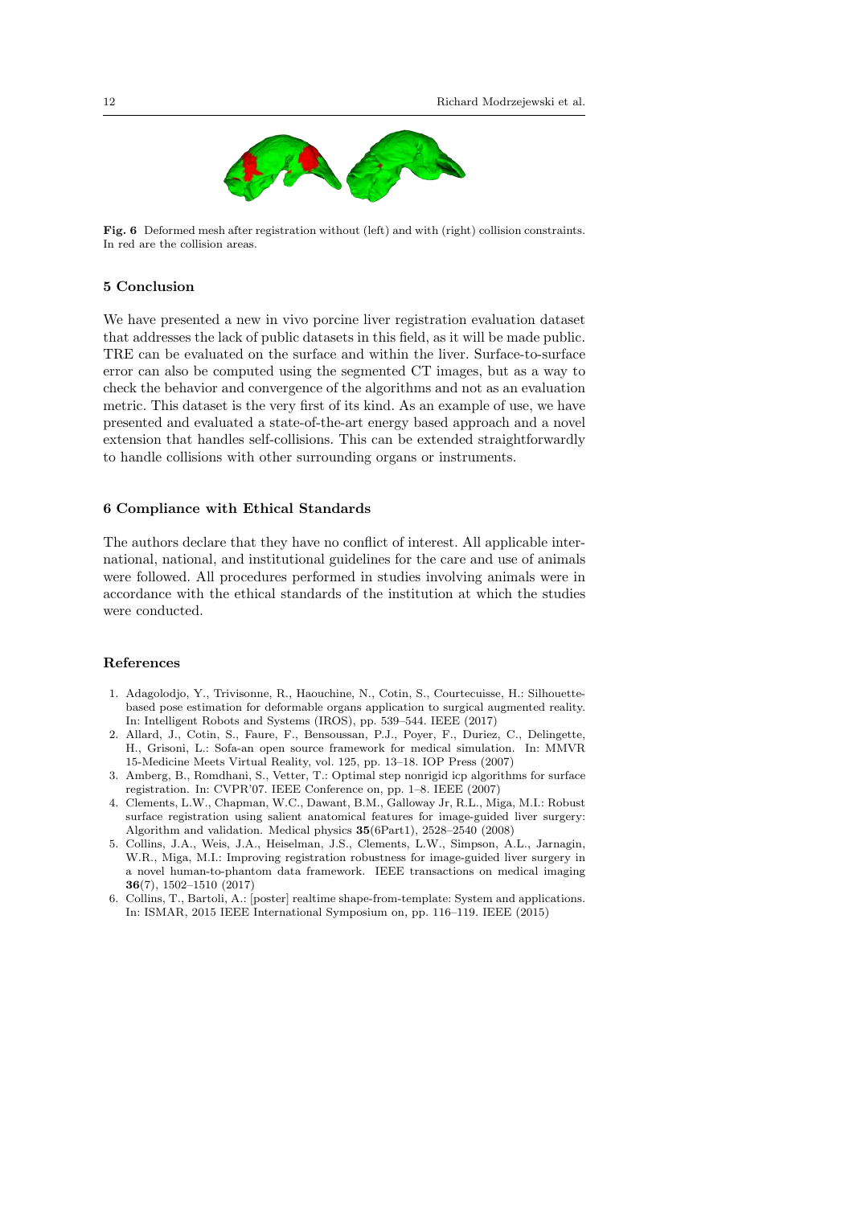Fig. 6 Deformed mesh after registration without (left) and with (right) collision constraints. In red are the collision areas.

## 5 Conclusion

We have presented a new in vivo porcine liver registration evaluation dataset that addresses the lack of public datasets in this field, as it will be made public. TRE can be evaluated on the surface and within the liver. Surface-to-surface error can also be computed using the segmented CT images, but as a way to check the behavior and convergence of the algorithms and not as an evaluation metric. This dataset is the very first of its kind. As an example of use, we have presented and evaluated a state-of-the-art energy based approach and a novel extension that handles self-collisions. This can be extended straightforwardly to handle collisions with other surrounding organs or instruments.

## 6 Compliance with Ethical Standards

The authors declare that they have no conflict of interest. All applicable international, national, and institutional guidelines for the care and use of animals were followed. All procedures performed in studies involving animals were in accordance with the ethical standards of the institution at which the studies were conducted.

## References

1. Adagolodjo, Y., Trivisonne, R., Haouchine, N., Cotin, S., Courtecuisse, H.: Silhouette-based pose estimation for deformable organs application to surgical augmented reality. In: Intelligent Robots and Systems (IROS), pp. 539–544. IEEE (2017)
2. Allard, J., Cotin, S., Faure, F., Bensoussan, P.J., Poyer, F., Duriez, C., Delingette, H., Grisoni, L.: Sofa-an open source framework for medical simulation. In: MMVR 15-Medicine Meets Virtual Reality, vol. 125, pp. 13–18. IOP Press (2007)
3. Amberg, B., Romdhani, S., Vetter, T.: Optimal step nonrigid icp algorithms for surface registration. In: CVPR'07. IEEE Conference on, pp. 1–8. IEEE (2007)
4. Clements, L.W., Chapman, W.C., Dawant, B.M., Galloway Jr, R.L., Miga, M.I.: Robust surface registration using salient anatomical features for image-guided liver surgery: Algorithm and validation. Medical physics **35**(6Part1), 2528–2540 (2008)
5. Collins, J.A., Weis, J.A., Heiselman, J.S., Clements, L.W., Simpson, A.L., Jarnagin, W.R., Miga, M.I.: Improving registration robustness for image-guided liver surgery in a novel human-to-phantom data framework. IEEE transactions on medical imaging **36**(7), 1502–1510 (2017)
6. Collins, T., Bartoli, A.: [poster] realtime shape-from-template: System and applications. In: ISMAR, 2015 IEEE International Symposium on, pp. 116–119. IEEE (2015)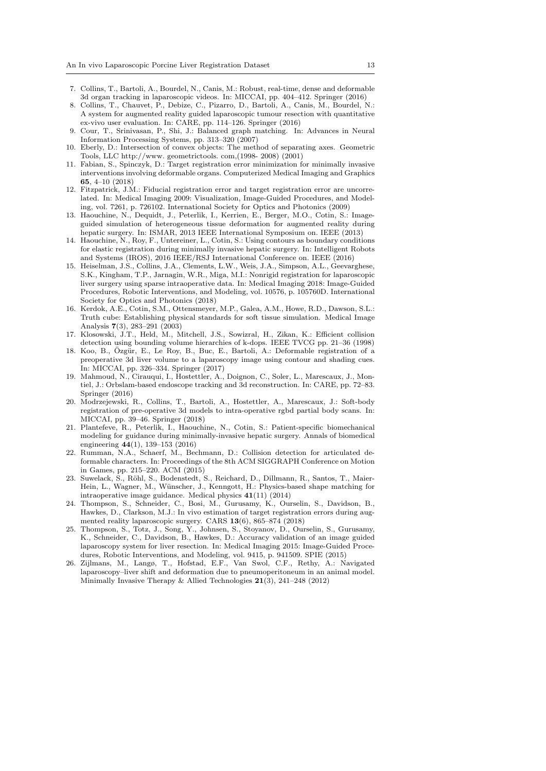7. Collins, T., Bartoli, A., Bourdel, N., Canis, M.: Robust, real-time, dense and deformable 3d organ tracking in laparoscopic videos. In: MICCAI, pp. 404–412. Springer (2016)
8. Collins, T., Chauvet, P., Debize, C., Pizarro, D., Bartoli, A., Canis, M., Bourdel, N.: A system for augmented reality guided laparoscopic tumour resection with quantitative ex-vivo user evaluation. In: CARE, pp. 114–126. Springer (2016)
9. Cour, T., Srinivasan, P., Shi, J.: Balanced graph matching. In: Advances in Neural Information Processing Systems, pp. 313–320 (2007)
10. Eberly, D.: Intersection of convex objects: The method of separating axes. Geometric Tools, LLC http://www. geometrictools. com,(1998- 2008) (2001)
11. Fabian, S., Spinczyk, D.: Target registration error minimization for minimally invasive interventions involving deformable organs. Computerized Medical Imaging and Graphics **65**, 4–10 (2018)
12. Fitzpatrick, J.M.: Fiducial registration error and target registration error are uncorrelated. In: Medical Imaging 2009: Visualization, Image-Guided Procedures, and Modeling, vol. 7261, p. 726102. International Society for Optics and Photonics (2009)
13. Haouchine, N., Dequidt, J., Peterlik, I., Kerrien, E., Berger, M.O., Cotin, S.: Image-guided simulation of heterogeneous tissue deformation for augmented reality during hepatic surgery. In: ISMAR, 2013 IEEE International Symposium on. IEEE (2013)
14. Haouchine, N., Roy, F., Untereiner, L., Cotin, S.: Using contours as boundary conditions for elastic registration during minimally invasive hepatic surgery. In: Intelligent Robots and Systems (IROS), 2016 IEEE/RSJ International Conference on. IEEE (2016)
15. Heiselman, J.S., Collins, J.A., Clements, L.W., Weis, J.A., Simpson, A.L., Geevarghese, S.K., Kingham, T.P., Jarnagin, W.R., Miga, M.I.: Nonrigid registration for laparoscopic liver surgery using sparse intraoperative data. In: Medical Imaging 2018: Image-Guided Procedures, Robotic Interventions, and Modeling, vol. 10576, p. 105760D. International Society for Optics and Photonics (2018)
16. Kerdok, A.E., Cotin, S.M., Ottensmeyer, M.P., Galea, A.M., Howe, R.D., Dawson, S.L.: Truth cube: Establishing physical standards for soft tissue simulation. Medical Image Analysis **7**(3), 283–291 (2003)
17. Klosowski, J.T., Held, M., Mitchell, J.S., Sowizral, H., Zikan, K.: Efficient collision detection using bounding volume hierarchies of k-dops. IEEE TVCG pp. 21–36 (1998)
18. Koo, B., Özgür, E., Le Roy, B., Buc, E., Bartoli, A.: Deformable registration of a preoperative 3d liver volume to a laparoscopy image using contour and shading cues. In: MICCAI, pp. 326–334. Springer (2017)
19. Mahmoud, N., Cirauqui, I., Hostettler, A., Doignon, C., Soler, L., Marescaux, J., Montiel, J.: Orbslam-based endoscope tracking and 3d reconstruction. In: CARE, pp. 72–83. Springer (2016)
20. Modrzejewski, R., Collins, T., Bartoli, A., Hostettler, A., Marescaux, J.: Soft-body registration of pre-operative 3d models to intra-operative rgbd partial body scans. In: MICCAI, pp. 39–46. Springer (2018)
21. Plantefeve, R., Peterlik, I., Haouchine, N., Cotin, S.: Patient-specific biomechanical modeling for guidance during minimally-invasive hepatic surgery. Annals of biomedical engineering **44**(1), 139–153 (2016)
22. Rumman, N.A., Schaerf, M., Bechmann, D.: Collision detection for articulated deformable characters. In: Proceedings of the 8th ACM SIGGRAPH Conference on Motion in Games, pp. 215–220. ACM (2015)
23. Suwelack, S., Röhl, S., Bodenstedt, S., Reichard, D., Dillmann, R., Santos, T., Maier-Hein, L., Wagner, M., Wünscher, J., Kenngott, H.: Physics-based shape matching for intraoperative image guidance. Medical physics **41**(11) (2014)
24. Thompson, S., Schneider, C., Bosi, M., Gurusamy, K., Ourselin, S., Davidson, B., Hawkes, D., Clarkson, M.J.: In vivo estimation of target registration errors during augmented reality laparoscopic surgery. CARS **13**(6), 865–874 (2018)
25. Thompson, S., Totz, J., Song, Y., Johnsen, S., Stoyanov, D., Ourselin, S., Gurusamy, K., Schneider, C., Davidson, B., Hawkes, D.: Accuracy validation of an image guided laparoscopy system for liver resection. In: Medical Imaging 2015: Image-Guided Procedures, Robotic Interventions, and Modeling, vol. 9415, p. 941509. SPIE (2015)
26. Zijlmans, M., Langø, T., Hofstad, E.F., Van Swol, C.F., Rethy, A.: Navigated laparoscopy–liver shift and deformation due to pneumoperitoneum in an animal model. Minimally Invasive Therapy & Allied Technologies **21**(3), 241–248 (2012)